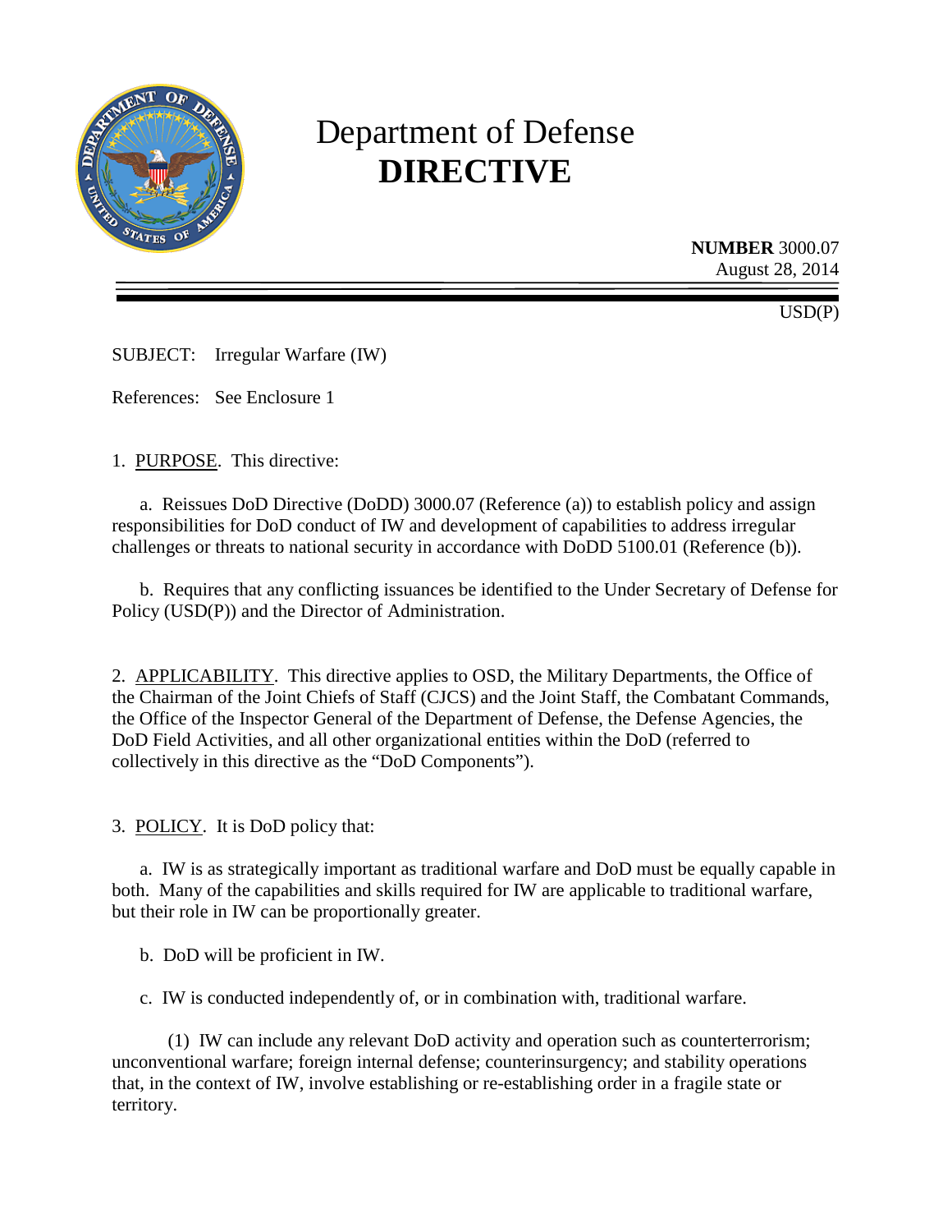# Department of Defense **DIRECTIVE**

**NUMBER** 3000.07
August 28, 2014

USD(P)

SUBJECT: Irregular Warfare (IW)

References: See Enclosure 1

1. PURPOSE. This directive:

a. Reissues DoD Directive (DoDD) 3000.07 (Reference (a)) to establish policy and assign responsibilities for DoD conduct of IW and development of capabilities to address irregular challenges or threats to national security in accordance with DoDD 5100.01 (Reference (b)).

b. Requires that any conflicting issuances be identified to the Under Secretary of Defense for Policy (USD(P)) and the Director of Administration.

2. APPLICABILITY. This directive applies to OSD, the Military Departments, the Office of the Chairman of the Joint Chiefs of Staff (CJCS) and the Joint Staff, the Combatant Commands, the Office of the Inspector General of the Department of Defense, the Defense Agencies, the DoD Field Activities, and all other organizational entities within the DoD (referred to collectively in this directive as the "DoD Components").

3. POLICY. It is DoD policy that:

a. IW is as strategically important as traditional warfare and DoD must be equally capable in both. Many of the capabilities and skills required for IW are applicable to traditional warfare, but their role in IW can be proportionally greater.

b. DoD will be proficient in IW.

c. IW is conducted independently of, or in combination with, traditional warfare.

(1) IW can include any relevant DoD activity and operation such as counterterrorism; unconventional warfare; foreign internal defense; counterinsurgency; and stability operations that, in the context of IW, involve establishing or re-establishing order in a fragile state or territory.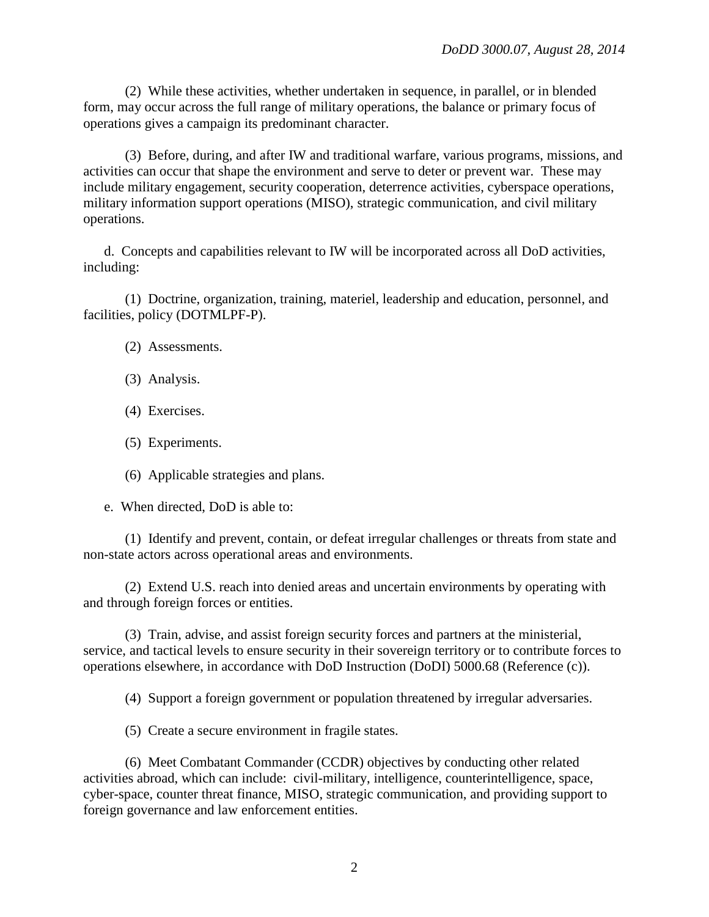(2) While these activities, whether undertaken in sequence, in parallel, or in blended form, may occur across the full range of military operations, the balance or primary focus of operations gives a campaign its predominant character.

(3) Before, during, and after IW and traditional warfare, various programs, missions, and activities can occur that shape the environment and serve to deter or prevent war. These may include military engagement, security cooperation, deterrence activities, cyberspace operations, military information support operations (MISO), strategic communication, and civil military operations.

d. Concepts and capabilities relevant to IW will be incorporated across all DoD activities, including:

(1) Doctrine, organization, training, materiel, leadership and education, personnel, and facilities, policy (DOTMLPF-P).

(2) Assessments.

(3) Analysis.

(4) Exercises.

(5) Experiments.

(6) Applicable strategies and plans.

e. When directed, DoD is able to:

(1) Identify and prevent, contain, or defeat irregular challenges or threats from state and non-state actors across operational areas and environments.

(2) Extend U.S. reach into denied areas and uncertain environments by operating with and through foreign forces or entities.

(3) Train, advise, and assist foreign security forces and partners at the ministerial, service, and tactical levels to ensure security in their sovereign territory or to contribute forces to operations elsewhere, in accordance with DoD Instruction (DoDI) 5000.68 (Reference (c)).

(4) Support a foreign government or population threatened by irregular adversaries.

(5) Create a secure environment in fragile states.

(6) Meet Combatant Commander (CCDR) objectives by conducting other related activities abroad, which can include: civil-military, intelligence, counterintelligence, space, cyber-space, counter threat finance, MISO, strategic communication, and providing support to foreign governance and law enforcement entities.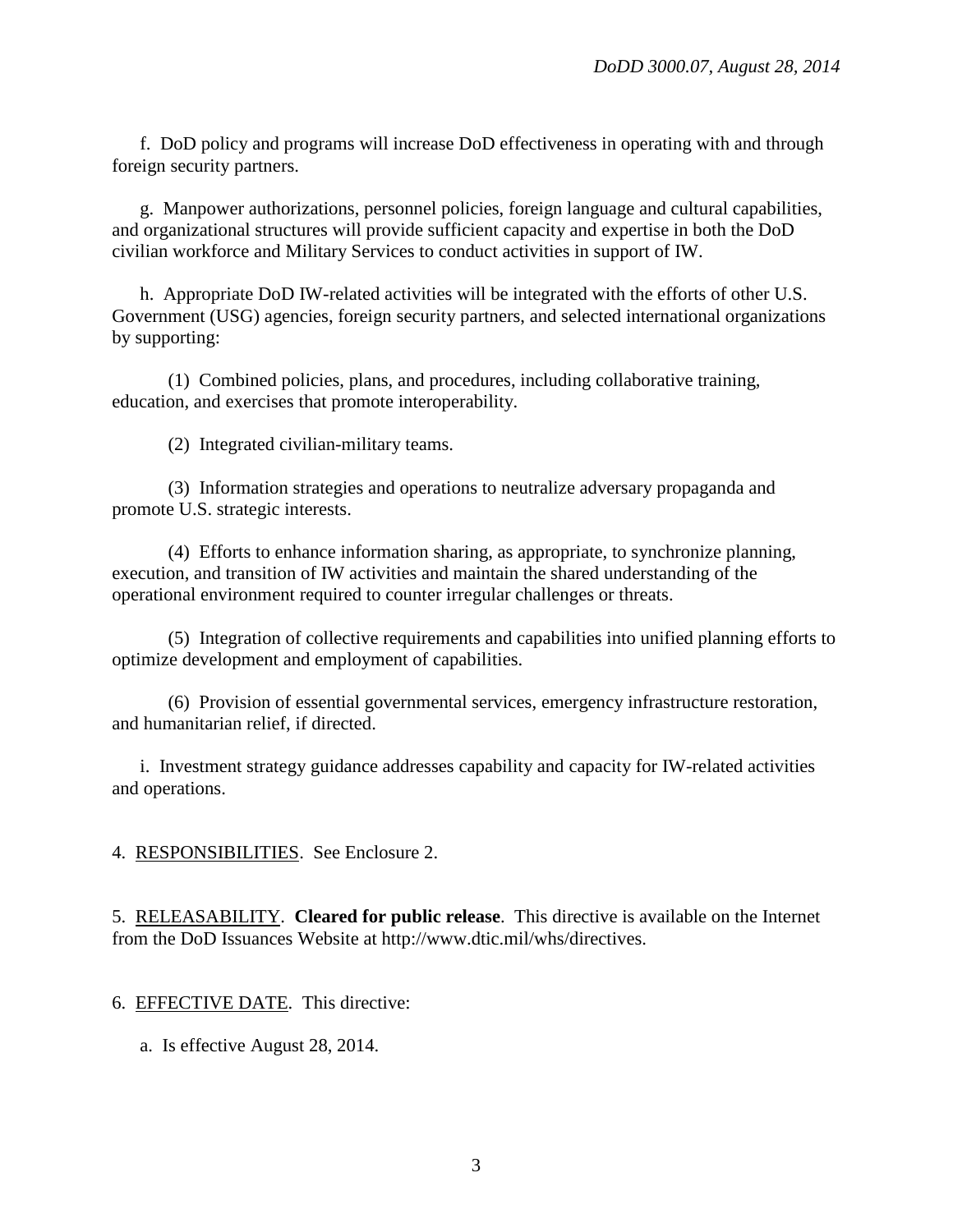f. DoD policy and programs will increase DoD effectiveness in operating with and through foreign security partners.

g. Manpower authorizations, personnel policies, foreign language and cultural capabilities, and organizational structures will provide sufficient capacity and expertise in both the DoD civilian workforce and Military Services to conduct activities in support of IW.

h. Appropriate DoD IW-related activities will be integrated with the efforts of other U.S. Government (USG) agencies, foreign security partners, and selected international organizations by supporting:

(1) Combined policies, plans, and procedures, including collaborative training, education, and exercises that promote interoperability.

(2) Integrated civilian-military teams.

(3) Information strategies and operations to neutralize adversary propaganda and promote U.S. strategic interests.

(4) Efforts to enhance information sharing, as appropriate, to synchronize planning, execution, and transition of IW activities and maintain the shared understanding of the operational environment required to counter irregular challenges or threats.

(5) Integration of collective requirements and capabilities into unified planning efforts to optimize development and employment of capabilities.

(6) Provision of essential governmental services, emergency infrastructure restoration, and humanitarian relief, if directed.

i. Investment strategy guidance addresses capability and capacity for IW-related activities and operations.

4. RESPONSIBILITIES. See Enclosure 2.

5. RELEASABILITY. **Cleared for public release**. This directive is available on the Internet from the DoD Issuances Website at http://www.dtic.mil/whs/directives.

6. EFFECTIVE DATE. This directive:

a. Is effective August 28, 2014.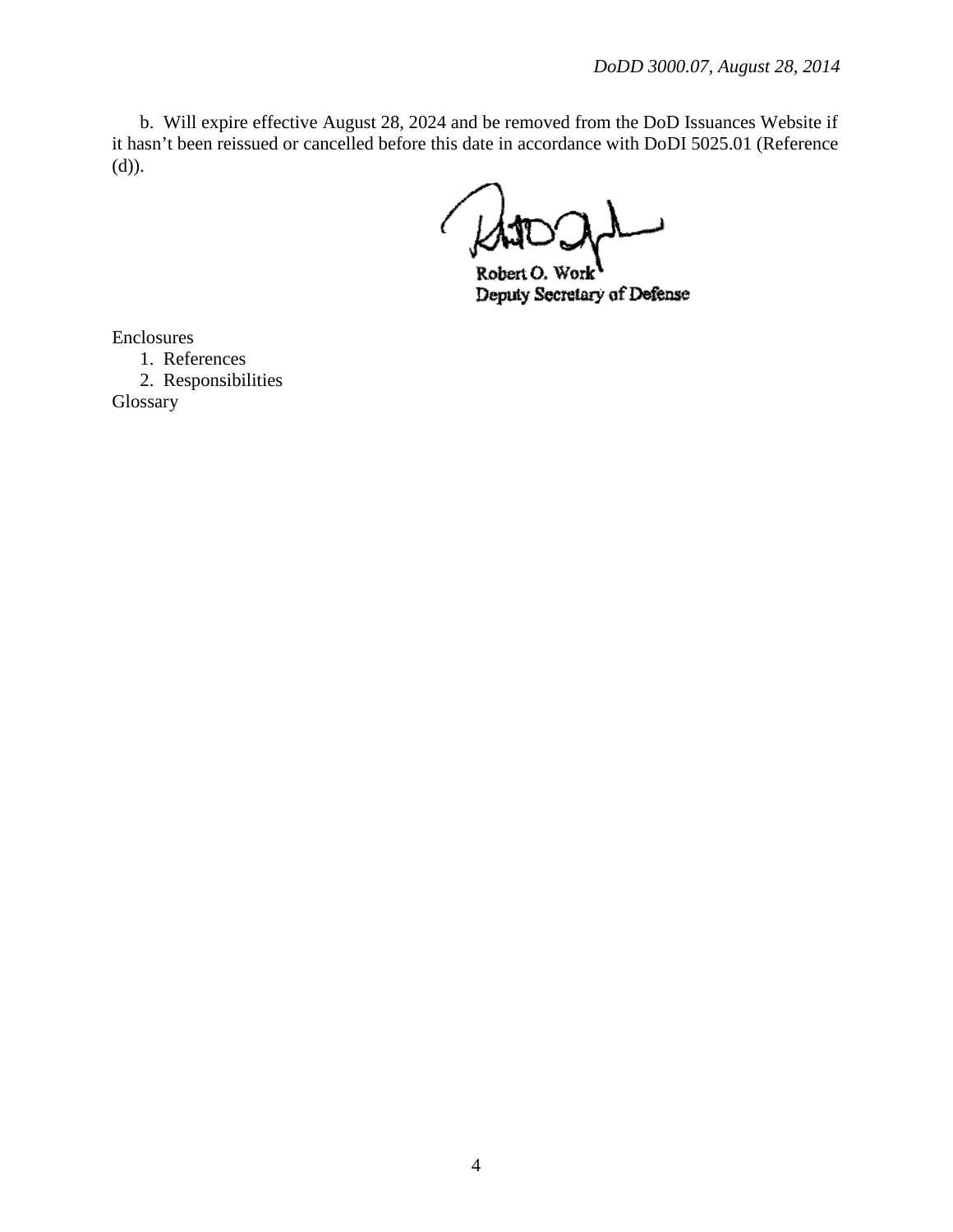b. Will expire effective August 28, 2024 and be removed from the DoD Issuances Website if it hasn't been reissued or cancelled before this date in accordance with DoDI 5025.01 (Reference (d)).

Robert O. Work
Deputy Secretary of Defense

Enclosures
1. References
2. Responsibilities

Glossary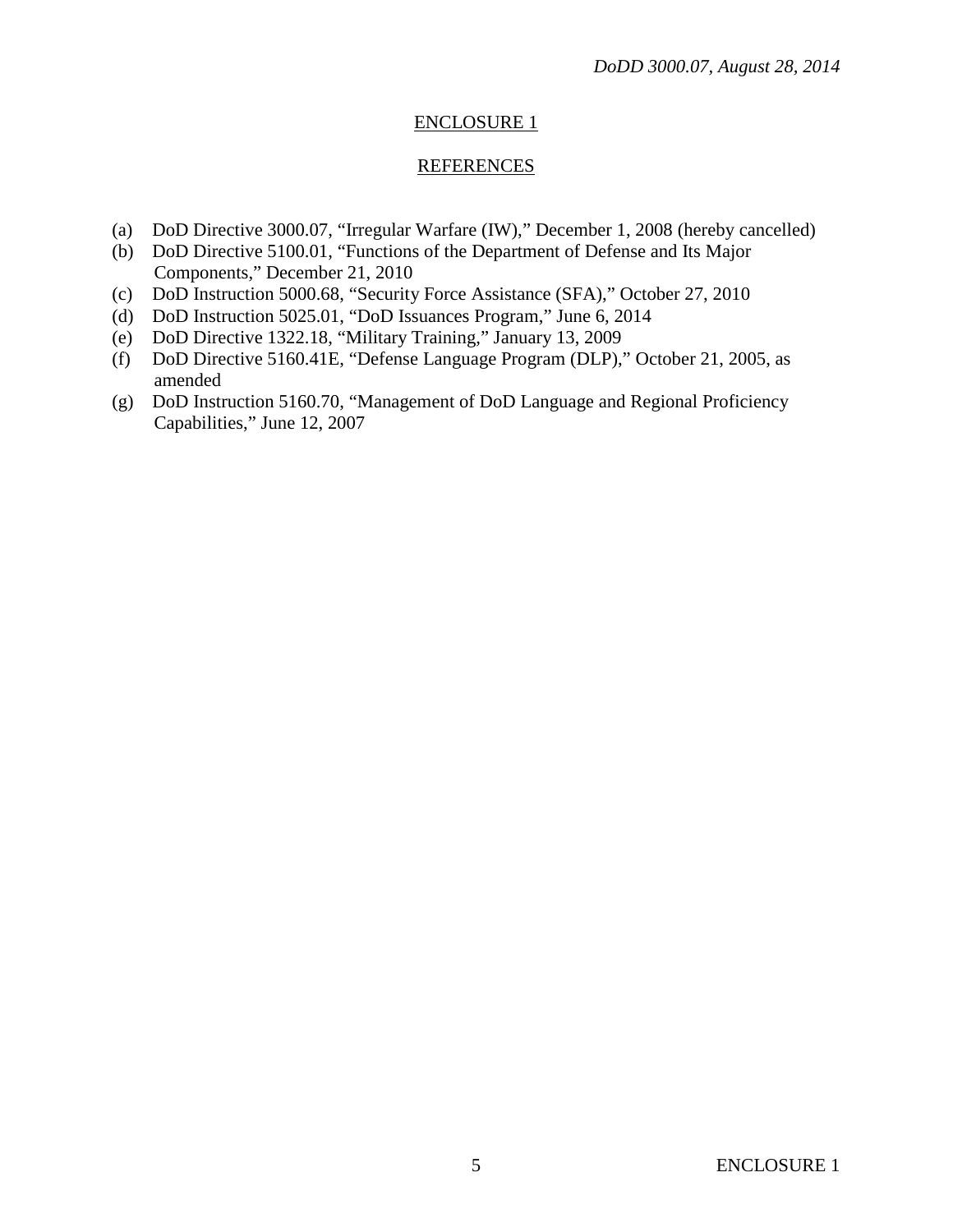## ENCLOSURE 1

## REFERENCES

(a) DoD Directive 3000.07, "Irregular Warfare (IW)," December 1, 2008 (hereby cancelled)
(b) DoD Directive 5100.01, "Functions of the Department of Defense and Its Major Components," December 21, 2010
(c) DoD Instruction 5000.68, "Security Force Assistance (SFA)," October 27, 2010
(d) DoD Instruction 5025.01, "DoD Issuances Program," June 6, 2014
(e) DoD Directive 1322.18, "Military Training," January 13, 2009
(f) DoD Directive 5160.41E, "Defense Language Program (DLP)," October 21, 2005, as amended
(g) DoD Instruction 5160.70, "Management of DoD Language and Regional Proficiency Capabilities," June 12, 2007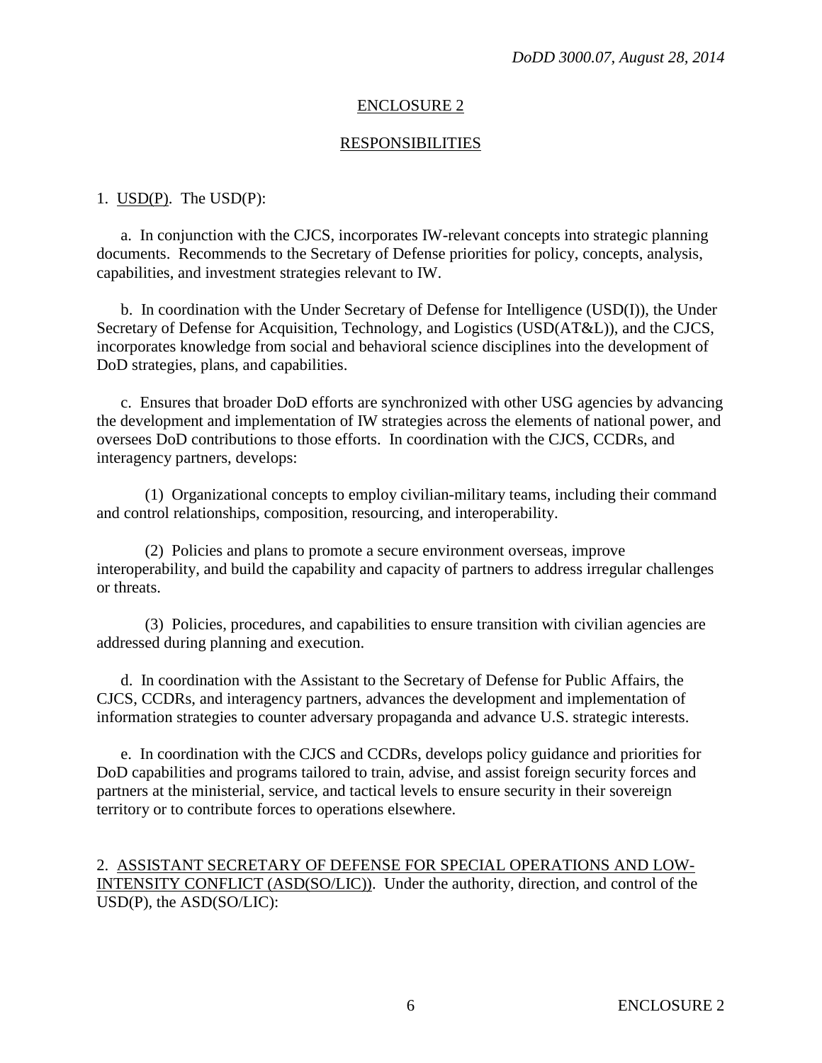## ENCLOSURE 2

## RESPONSIBILITIES

1. USD(P). The USD(P):

a. In conjunction with the CJCS, incorporates IW-relevant concepts into strategic planning documents. Recommends to the Secretary of Defense priorities for policy, concepts, analysis, capabilities, and investment strategies relevant to IW.

b. In coordination with the Under Secretary of Defense for Intelligence (USD(I)), the Under Secretary of Defense for Acquisition, Technology, and Logistics (USD(AT&L)), and the CJCS, incorporates knowledge from social and behavioral science disciplines into the development of DoD strategies, plans, and capabilities.

c. Ensures that broader DoD efforts are synchronized with other USG agencies by advancing the development and implementation of IW strategies across the elements of national power, and oversees DoD contributions to those efforts. In coordination with the CJCS, CCDRs, and interagency partners, develops:

(1) Organizational concepts to employ civilian-military teams, including their command and control relationships, composition, resourcing, and interoperability.

(2) Policies and plans to promote a secure environment overseas, improve interoperability, and build the capability and capacity of partners to address irregular challenges or threats.

(3) Policies, procedures, and capabilities to ensure transition with civilian agencies are addressed during planning and execution.

d. In coordination with the Assistant to the Secretary of Defense for Public Affairs, the CJCS, CCDRs, and interagency partners, advances the development and implementation of information strategies to counter adversary propaganda and advance U.S. strategic interests.

e. In coordination with the CJCS and CCDRs, develops policy guidance and priorities for DoD capabilities and programs tailored to train, advise, and assist foreign security forces and partners at the ministerial, service, and tactical levels to ensure security in their sovereign territory or to contribute forces to operations elsewhere.

2. ASSISTANT SECRETARY OF DEFENSE FOR SPECIAL OPERATIONS AND LOW-INTENSITY CONFLICT (ASD(SO/LIC)). Under the authority, direction, and control of the USD(P), the ASD(SO/LIC):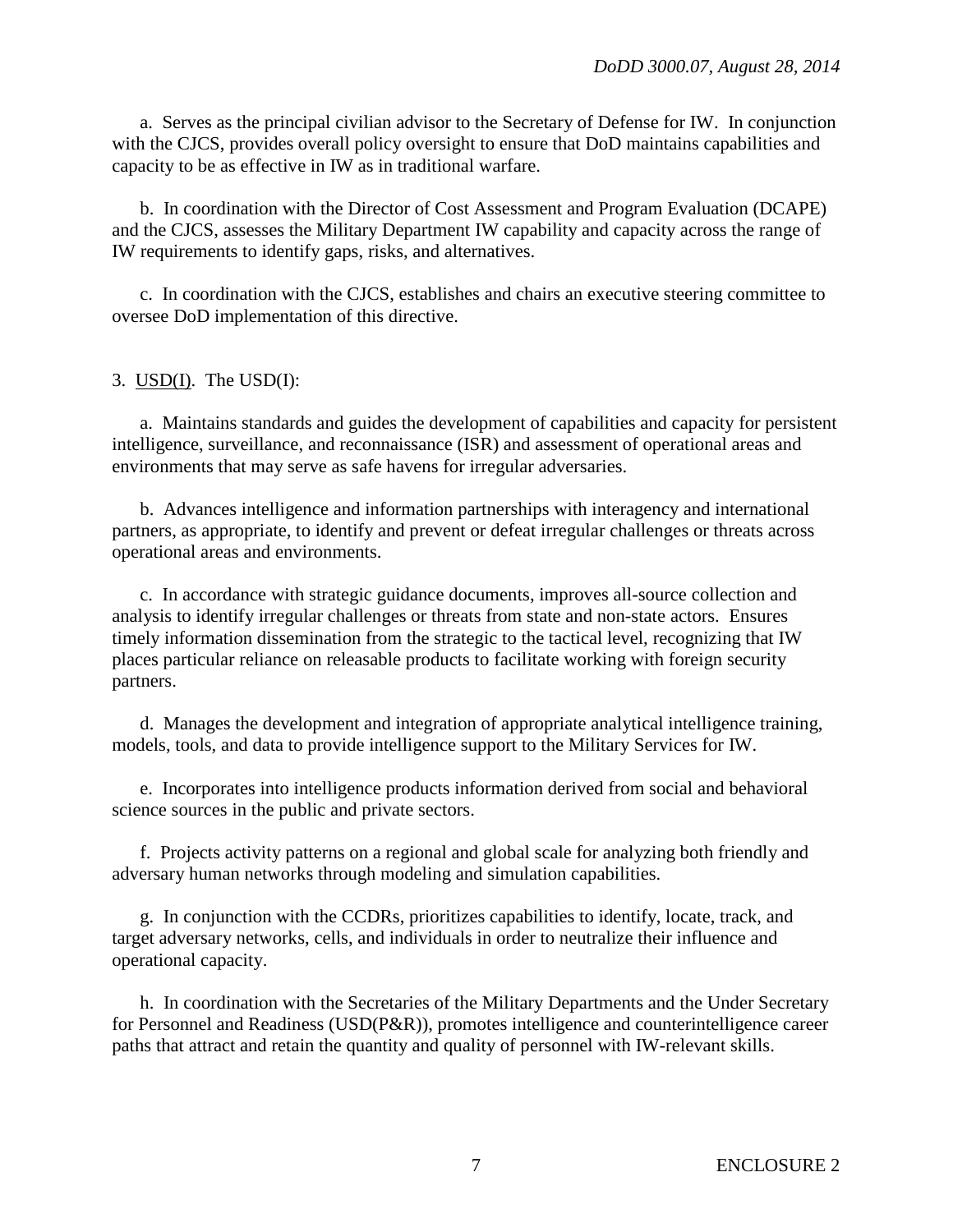a. Serves as the principal civilian advisor to the Secretary of Defense for IW. In conjunction with the CJCS, provides overall policy oversight to ensure that DoD maintains capabilities and capacity to be as effective in IW as in traditional warfare.

b. In coordination with the Director of Cost Assessment and Program Evaluation (DCAPE) and the CJCS, assesses the Military Department IW capability and capacity across the range of IW requirements to identify gaps, risks, and alternatives.

c. In coordination with the CJCS, establishes and chairs an executive steering committee to oversee DoD implementation of this directive.

3. USD(I). The USD(I):

a. Maintains standards and guides the development of capabilities and capacity for persistent intelligence, surveillance, and reconnaissance (ISR) and assessment of operational areas and environments that may serve as safe havens for irregular adversaries.

b. Advances intelligence and information partnerships with interagency and international partners, as appropriate, to identify and prevent or defeat irregular challenges or threats across operational areas and environments.

c. In accordance with strategic guidance documents, improves all-source collection and analysis to identify irregular challenges or threats from state and non-state actors. Ensures timely information dissemination from the strategic to the tactical level, recognizing that IW places particular reliance on releasable products to facilitate working with foreign security partners.

d. Manages the development and integration of appropriate analytical intelligence training, models, tools, and data to provide intelligence support to the Military Services for IW.

e. Incorporates into intelligence products information derived from social and behavioral science sources in the public and private sectors.

f. Projects activity patterns on a regional and global scale for analyzing both friendly and adversary human networks through modeling and simulation capabilities.

g. In conjunction with the CCDRs, prioritizes capabilities to identify, locate, track, and target adversary networks, cells, and individuals in order to neutralize their influence and operational capacity.

h. In coordination with the Secretaries of the Military Departments and the Under Secretary for Personnel and Readiness (USD(P&R)), promotes intelligence and counterintelligence career paths that attract and retain the quantity and quality of personnel with IW-relevant skills.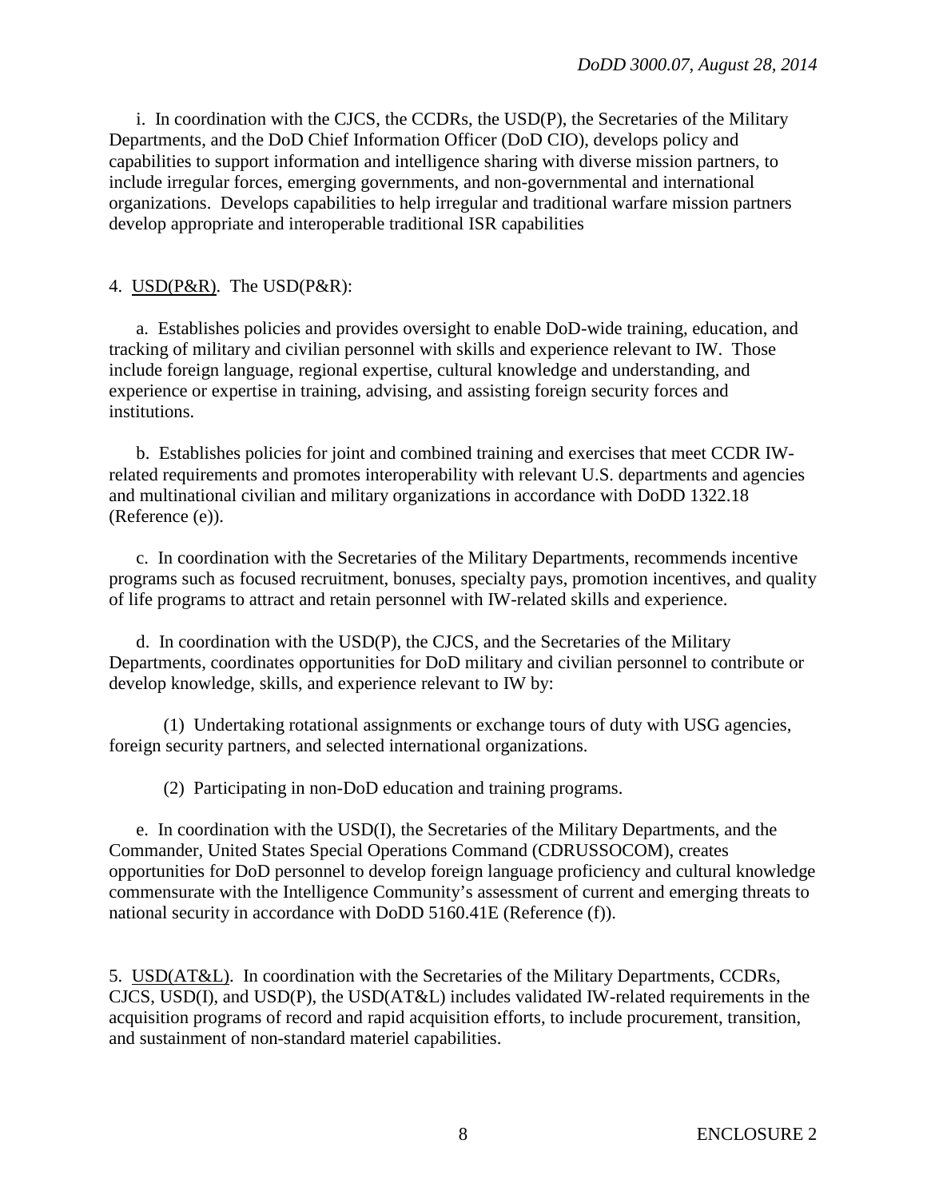i. In coordination with the CJCS, the CCDRs, the USD(P), the Secretaries of the Military Departments, and the DoD Chief Information Officer (DoD CIO), develops policy and capabilities to support information and intelligence sharing with diverse mission partners, to include irregular forces, emerging governments, and non-governmental and international organizations. Develops capabilities to help irregular and traditional warfare mission partners develop appropriate and interoperable traditional ISR capabilities

4. USD(P&R). The USD(P&R):

a. Establishes policies and provides oversight to enable DoD-wide training, education, and tracking of military and civilian personnel with skills and experience relevant to IW. Those include foreign language, regional expertise, cultural knowledge and understanding, and experience or expertise in training, advising, and assisting foreign security forces and institutions.

b. Establishes policies for joint and combined training and exercises that meet CCDR IW-related requirements and promotes interoperability with relevant U.S. departments and agencies and multinational civilian and military organizations in accordance with DoDD 1322.18 (Reference (e)).

c. In coordination with the Secretaries of the Military Departments, recommends incentive programs such as focused recruitment, bonuses, specialty pays, promotion incentives, and quality of life programs to attract and retain personnel with IW-related skills and experience.

d. In coordination with the USD(P), the CJCS, and the Secretaries of the Military Departments, coordinates opportunities for DoD military and civilian personnel to contribute or develop knowledge, skills, and experience relevant to IW by:

(1) Undertaking rotational assignments or exchange tours of duty with USG agencies, foreign security partners, and selected international organizations.

(2) Participating in non-DoD education and training programs.

e. In coordination with the USD(I), the Secretaries of the Military Departments, and the Commander, United States Special Operations Command (CDRUSSOCOM), creates opportunities for DoD personnel to develop foreign language proficiency and cultural knowledge commensurate with the Intelligence Community's assessment of current and emerging threats to national security in accordance with DoDD 5160.41E (Reference (f)).

5. USD(AT&L). In coordination with the Secretaries of the Military Departments, CCDRs, CJCS, USD(I), and USD(P), the USD(AT&L) includes validated IW-related requirements in the acquisition programs of record and rapid acquisition efforts, to include procurement, transition, and sustainment of non-standard materiel capabilities.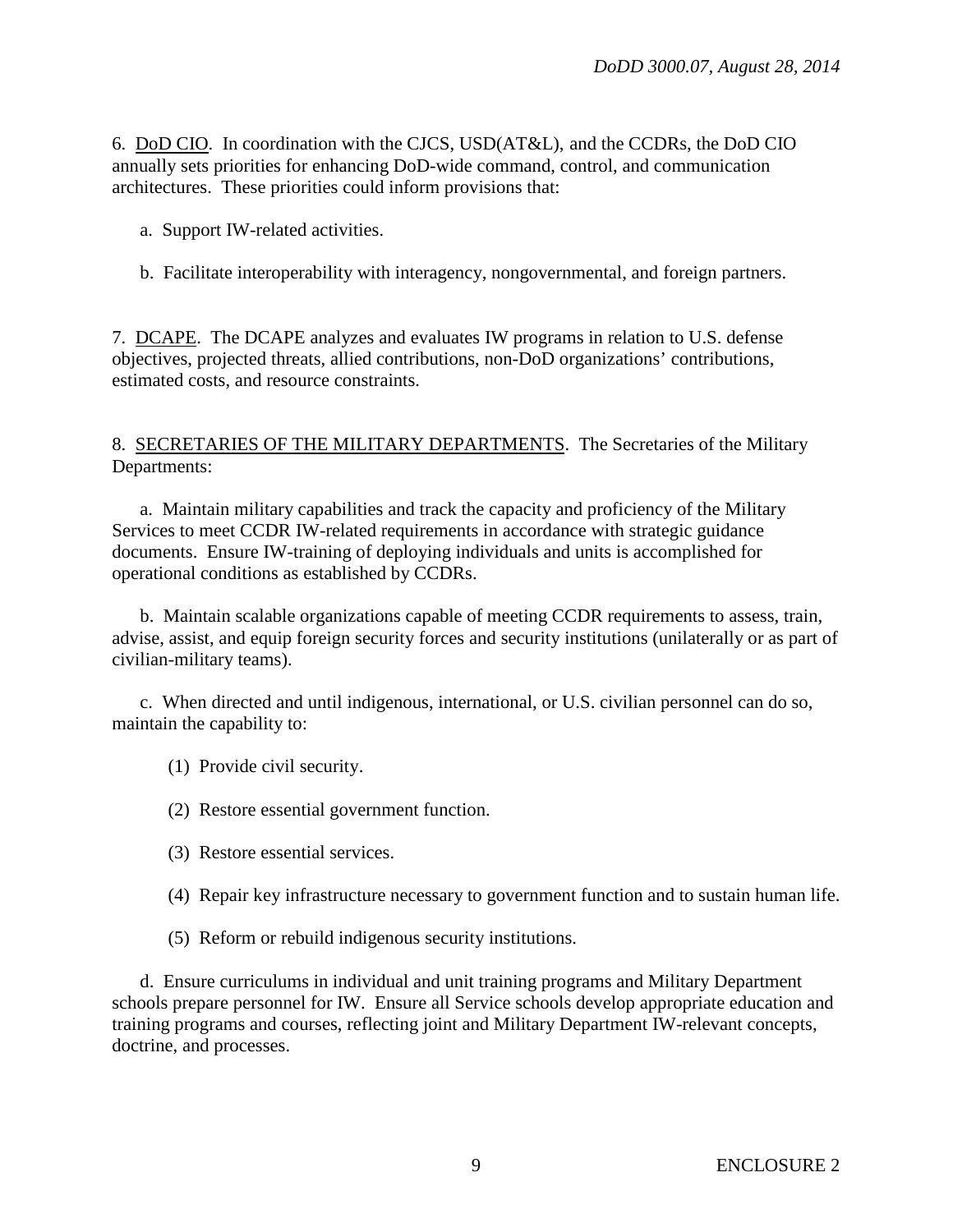6. DoD CIO. In coordination with the CJCS, USD(AT&L), and the CCDRs, the DoD CIO annually sets priorities for enhancing DoD-wide command, control, and communication architectures. These priorities could inform provisions that:

a. Support IW-related activities.

b. Facilitate interoperability with interagency, nongovernmental, and foreign partners.

7. DCAPE. The DCAPE analyzes and evaluates IW programs in relation to U.S. defense objectives, projected threats, allied contributions, non-DoD organizations' contributions, estimated costs, and resource constraints.

8. SECRETARIES OF THE MILITARY DEPARTMENTS. The Secretaries of the Military Departments:

a. Maintain military capabilities and track the capacity and proficiency of the Military Services to meet CCDR IW-related requirements in accordance with strategic guidance documents. Ensure IW-training of deploying individuals and units is accomplished for operational conditions as established by CCDRs.

b. Maintain scalable organizations capable of meeting CCDR requirements to assess, train, advise, assist, and equip foreign security forces and security institutions (unilaterally or as part of civilian-military teams).

c. When directed and until indigenous, international, or U.S. civilian personnel can do so, maintain the capability to:

(1) Provide civil security.

(2) Restore essential government function.

(3) Restore essential services.

(4) Repair key infrastructure necessary to government function and to sustain human life.

(5) Reform or rebuild indigenous security institutions.

d. Ensure curriculums in individual and unit training programs and Military Department schools prepare personnel for IW. Ensure all Service schools develop appropriate education and training programs and courses, reflecting joint and Military Department IW-relevant concepts, doctrine, and processes.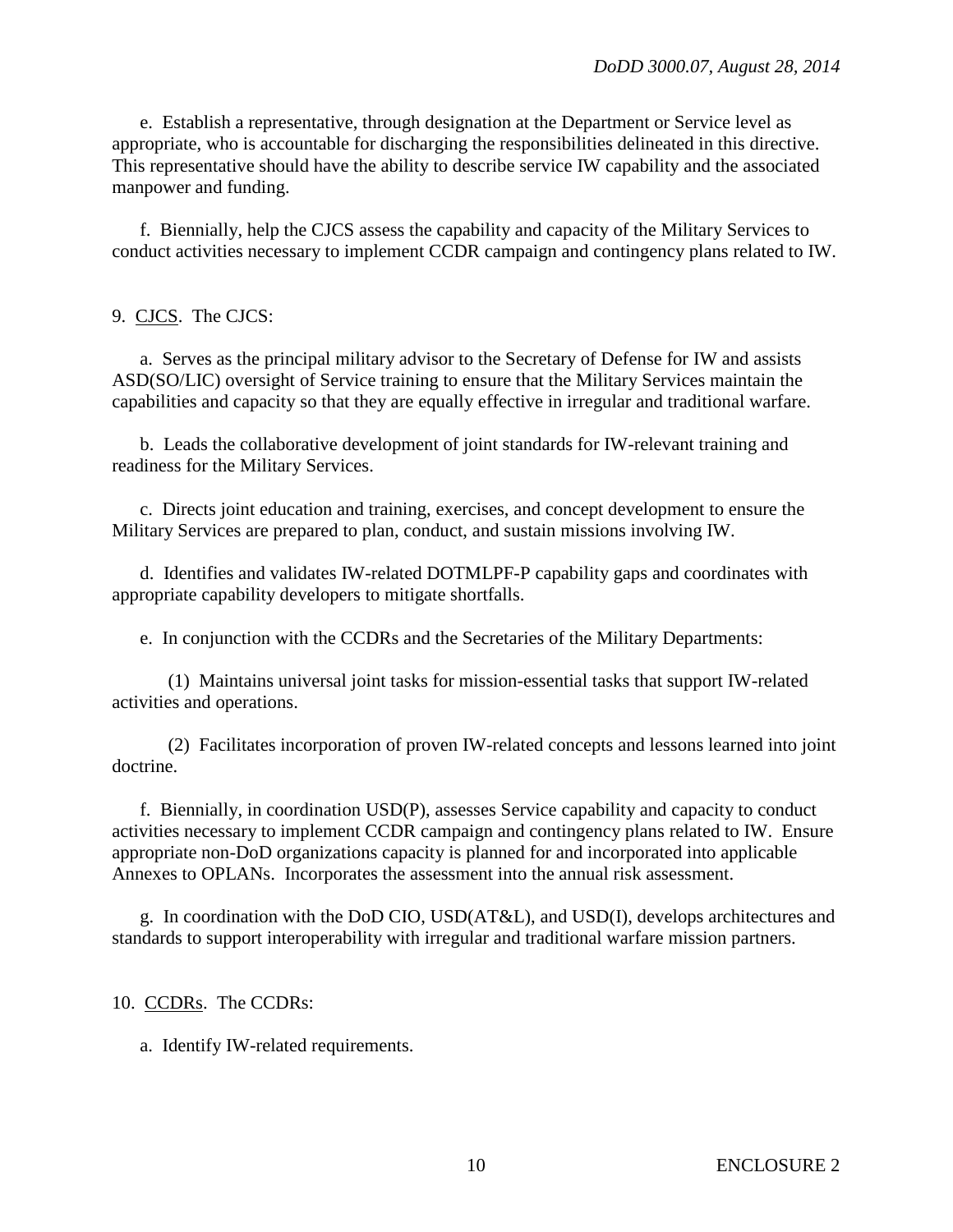e. Establish a representative, through designation at the Department or Service level as appropriate, who is accountable for discharging the responsibilities delineated in this directive. This representative should have the ability to describe service IW capability and the associated manpower and funding.

f. Biennially, help the CJCS assess the capability and capacity of the Military Services to conduct activities necessary to implement CCDR campaign and contingency plans related to IW.

9. CJCS. The CJCS:

a. Serves as the principal military advisor to the Secretary of Defense for IW and assists ASD(SO/LIC) oversight of Service training to ensure that the Military Services maintain the capabilities and capacity so that they are equally effective in irregular and traditional warfare.

b. Leads the collaborative development of joint standards for IW-relevant training and readiness for the Military Services.

c. Directs joint education and training, exercises, and concept development to ensure the Military Services are prepared to plan, conduct, and sustain missions involving IW.

d. Identifies and validates IW-related DOTMLPF-P capability gaps and coordinates with appropriate capability developers to mitigate shortfalls.

e. In conjunction with the CCDRs and the Secretaries of the Military Departments:

(1) Maintains universal joint tasks for mission-essential tasks that support IW-related activities and operations.

(2) Facilitates incorporation of proven IW-related concepts and lessons learned into joint doctrine.

f. Biennially, in coordination USD(P), assesses Service capability and capacity to conduct activities necessary to implement CCDR campaign and contingency plans related to IW. Ensure appropriate non-DoD organizations capacity is planned for and incorporated into applicable Annexes to OPLANs. Incorporates the assessment into the annual risk assessment.

g. In coordination with the DoD CIO, USD(AT&L), and USD(I), develops architectures and standards to support interoperability with irregular and traditional warfare mission partners.

10. CCDRs. The CCDRs:

a. Identify IW-related requirements.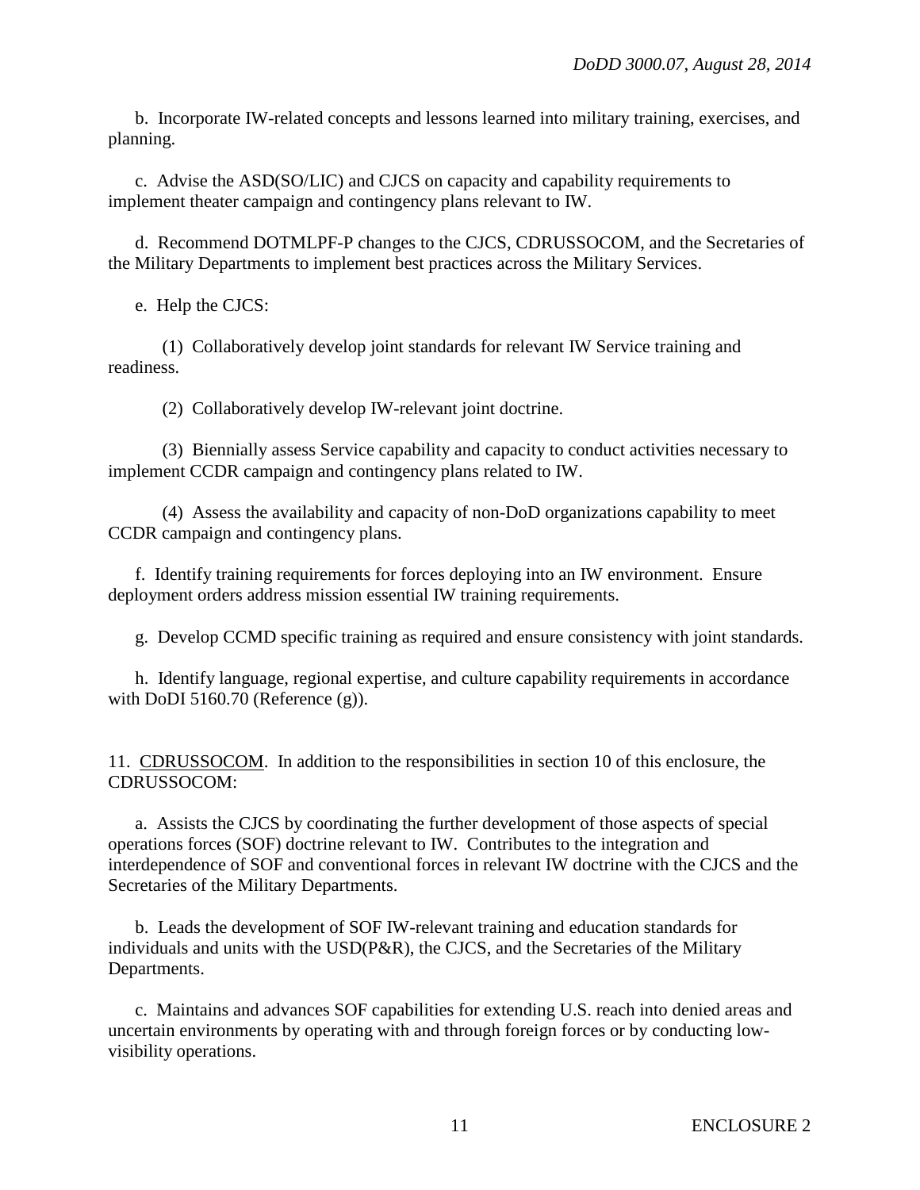b. Incorporate IW-related concepts and lessons learned into military training, exercises, and planning.

c. Advise the ASD(SO/LIC) and CJCS on capacity and capability requirements to implement theater campaign and contingency plans relevant to IW.

d. Recommend DOTMLPF-P changes to the CJCS, CDRUSSOCOM, and the Secretaries of the Military Departments to implement best practices across the Military Services.

e. Help the CJCS:

(1) Collaboratively develop joint standards for relevant IW Service training and readiness.

(2) Collaboratively develop IW-relevant joint doctrine.

(3) Biennially assess Service capability and capacity to conduct activities necessary to implement CCDR campaign and contingency plans related to IW.

(4) Assess the availability and capacity of non-DoD organizations capability to meet CCDR campaign and contingency plans.

f. Identify training requirements for forces deploying into an IW environment. Ensure deployment orders address mission essential IW training requirements.

g. Develop CCMD specific training as required and ensure consistency with joint standards.

h. Identify language, regional expertise, and culture capability requirements in accordance with DoDI 5160.70 (Reference (g)).

11. <u>CDRUSSOCOM</u>. In addition to the responsibilities in section 10 of this enclosure, the CDRUSSOCOM:

a. Assists the CJCS by coordinating the further development of those aspects of special operations forces (SOF) doctrine relevant to IW. Contributes to the integration and interdependence of SOF and conventional forces in relevant IW doctrine with the CJCS and the Secretaries of the Military Departments.

b. Leads the development of SOF IW-relevant training and education standards for individuals and units with the USD(P&R), the CJCS, and the Secretaries of the Military Departments.

c. Maintains and advances SOF capabilities for extending U.S. reach into denied areas and uncertain environments by operating with and through foreign forces or by conducting low-visibility operations.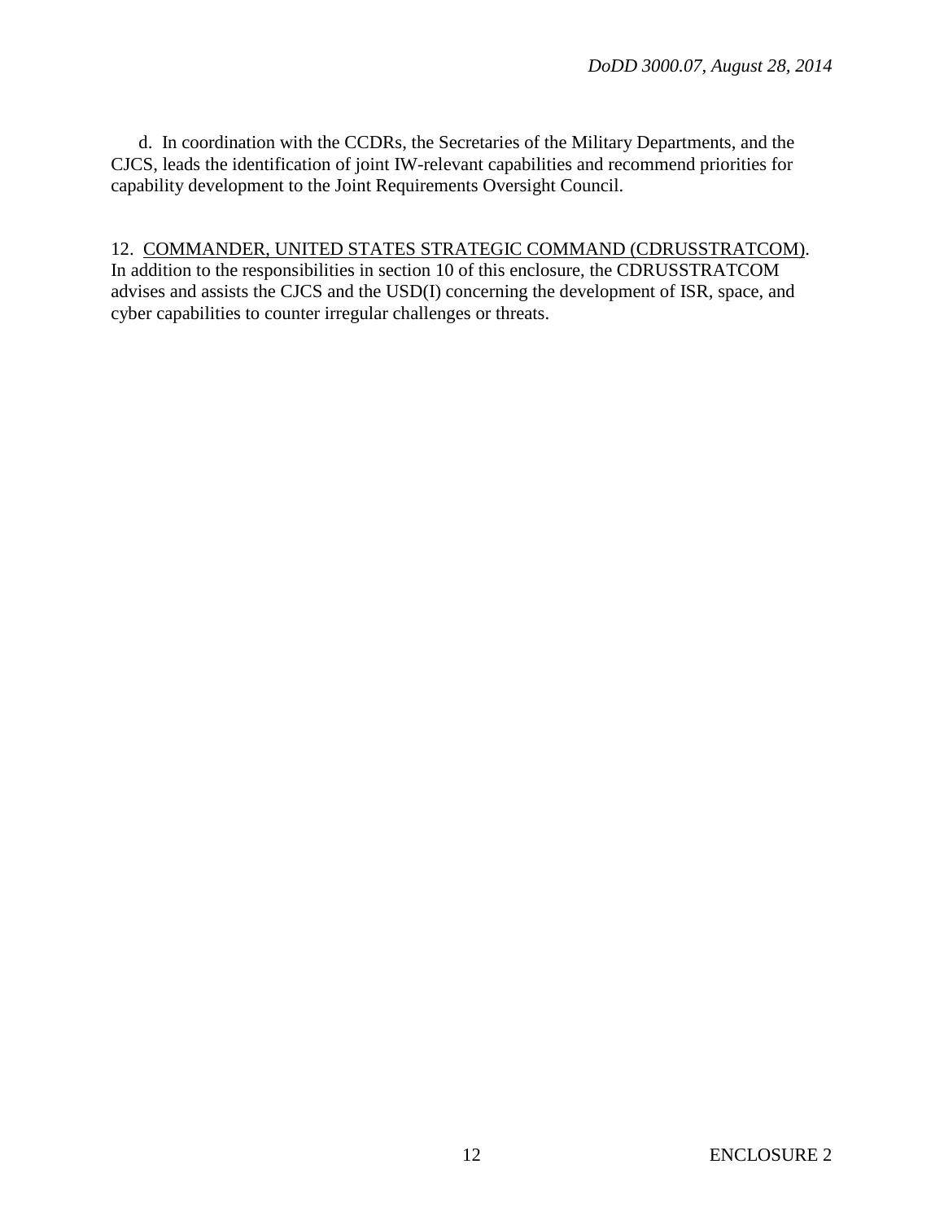d. In coordination with the CCDRs, the Secretaries of the Military Departments, and the CJCS, leads the identification of joint IW-relevant capabilities and recommend priorities for capability development to the Joint Requirements Oversight Council.

12. COMMANDER, UNITED STATES STRATEGIC COMMAND (CDRUSSTRATCOM). In addition to the responsibilities in section 10 of this enclosure, the CDRUSSTRATCOM advises and assists the CJCS and the USD(I) concerning the development of ISR, space, and cyber capabilities to counter irregular challenges or threats.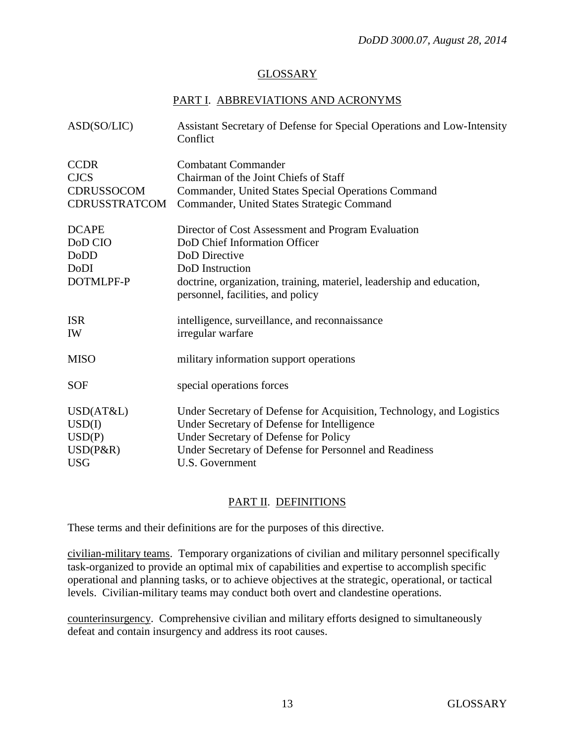# GLOSSARY

## PART I. ABBREVIATIONS AND ACRONYMS

| | |
|---|---|
| ASD(SO/LIC) | Assistant Secretary of Defense for Special Operations and Low-Intensity Conflict |
| CCDR | Combatant Commander |
| CJCS | Chairman of the Joint Chiefs of Staff |
| CDRUSSOCOM | Commander, United States Special Operations Command |
| CDRUSSTRATCOM | Commander, United States Strategic Command |
| DCAPE | Director of Cost Assessment and Program Evaluation |
| DoD CIO | DoD Chief Information Officer |
| DoDD | DoD Directive |
| DoDI | DoD Instruction |
| DOTMLPF-P | doctrine, organization, training, materiel, leadership and education, personnel, facilities, and policy |
| ISR | intelligence, surveillance, and reconnaissance |
| IW | irregular warfare |
| MISO | military information support operations |
| SOF | special operations forces |
| USD(AT&L) | Under Secretary of Defense for Acquisition, Technology, and Logistics |
| USD(I) | Under Secretary of Defense for Intelligence |
| USD(P) | Under Secretary of Defense for Policy |
| USD(P&R) | Under Secretary of Defense for Personnel and Readiness |
| USG | U.S. Government |

## PART II. DEFINITIONS

These terms and their definitions are for the purposes of this directive.

civilian-military teams. Temporary organizations of civilian and military personnel specifically task-organized to provide an optimal mix of capabilities and expertise to accomplish specific operational and planning tasks, or to achieve objectives at the strategic, operational, or tactical levels. Civilian-military teams may conduct both overt and clandestine operations.

counterinsurgency. Comprehensive civilian and military efforts designed to simultaneously defeat and contain insurgency and address its root causes.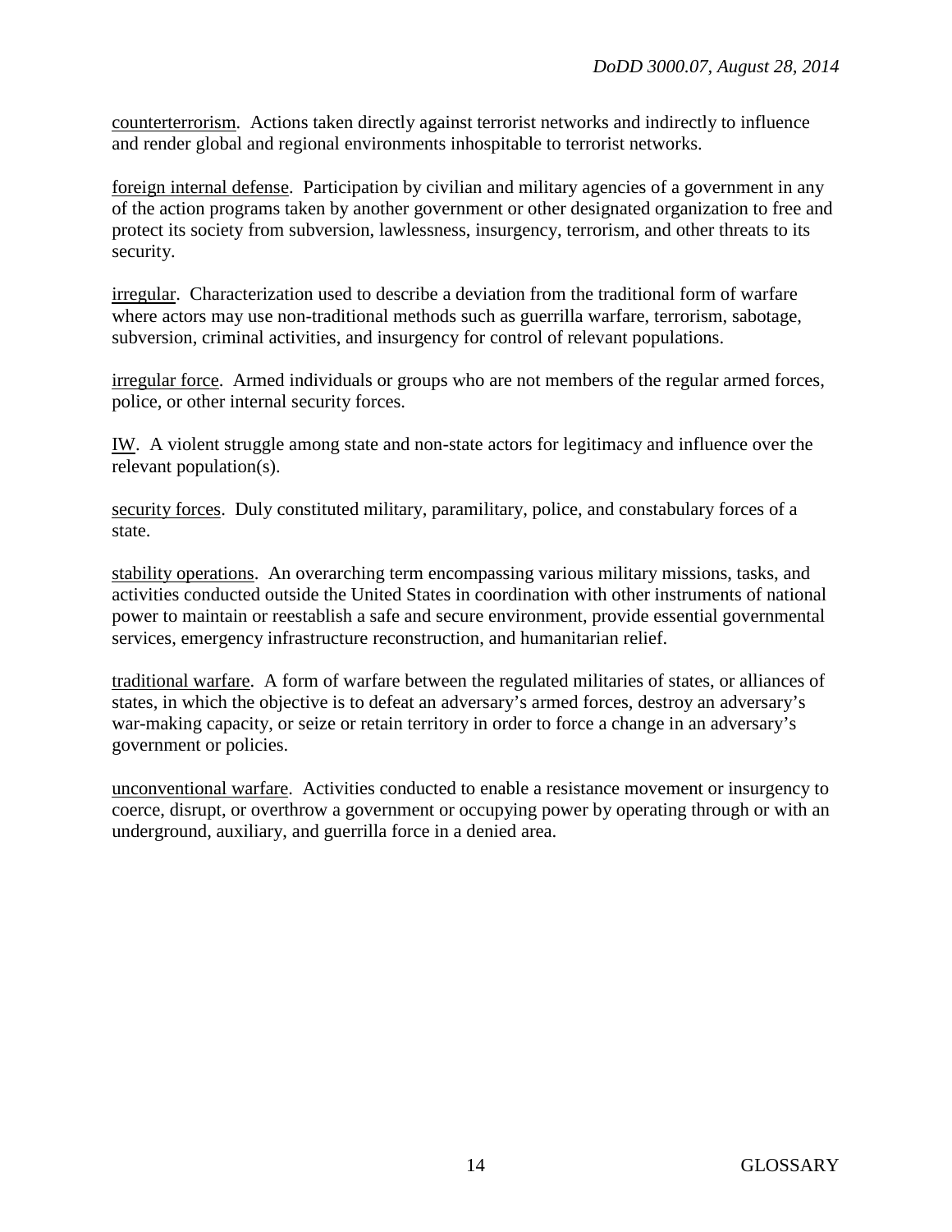<u>counterterrorism</u>. Actions taken directly against terrorist networks and indirectly to influence and render global and regional environments inhospitable to terrorist networks.

<u>foreign internal defense</u>. Participation by civilian and military agencies of a government in any of the action programs taken by another government or other designated organization to free and protect its society from subversion, lawlessness, insurgency, terrorism, and other threats to its security.

<u>irregular</u>. Characterization used to describe a deviation from the traditional form of warfare where actors may use non-traditional methods such as guerrilla warfare, terrorism, sabotage, subversion, criminal activities, and insurgency for control of relevant populations.

<u>irregular force</u>. Armed individuals or groups who are not members of the regular armed forces, police, or other internal security forces.

<u>IW</u>. A violent struggle among state and non-state actors for legitimacy and influence over the relevant population(s).

<u>security forces</u>. Duly constituted military, paramilitary, police, and constabulary forces of a state.

<u>stability operations</u>. An overarching term encompassing various military missions, tasks, and activities conducted outside the United States in coordination with other instruments of national power to maintain or reestablish a safe and secure environment, provide essential governmental services, emergency infrastructure reconstruction, and humanitarian relief.

<u>traditional warfare</u>. A form of warfare between the regulated militaries of states, or alliances of states, in which the objective is to defeat an adversary's armed forces, destroy an adversary's war-making capacity, or seize or retain territory in order to force a change in an adversary's government or policies.

<u>unconventional warfare</u>. Activities conducted to enable a resistance movement or insurgency to coerce, disrupt, or overthrow a government or occupying power by operating through or with an underground, auxiliary, and guerrilla force in a denied area.